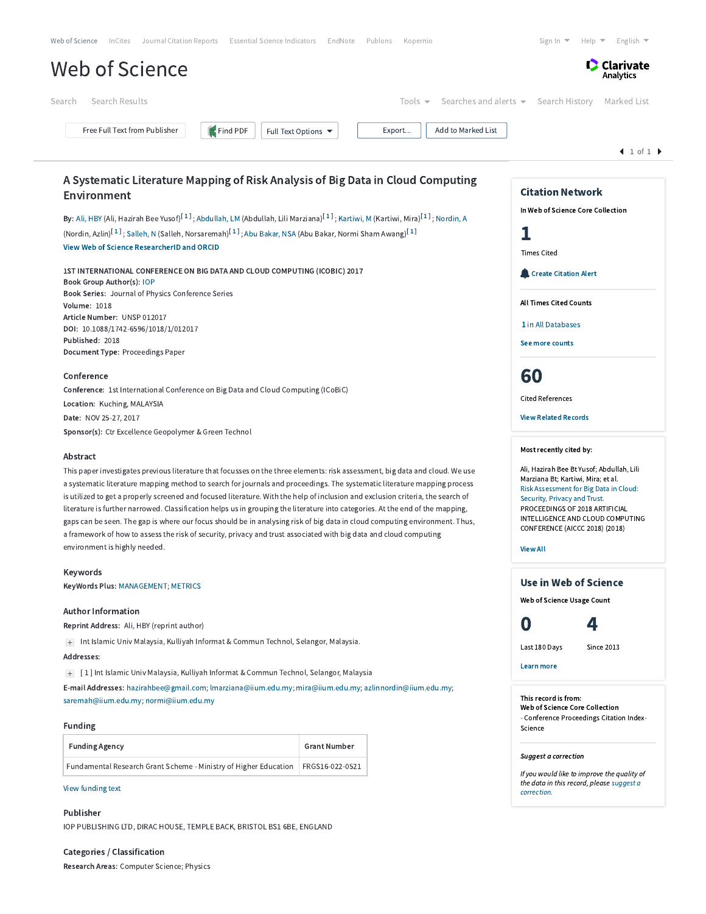Web of Science | InCites | Journal Citation Reports | Essential Science Indicators | EndNote | Publons | Kopernio

Sign In | Help | English

# Web of Science

Clarivate Analytics

Search | Search Results

Tools | Searches and alerts | Search History | Marked List

Free Full Text from Publisher | Find PDF | Full Text Options | Export... | Add to Marked List

1 of 1

## A Systematic Literature Mapping of Risk Analysis of Big Data in Cloud Computing Environment

**By:** Ali, HBY (Ali, Hazirah Bee Yusof)[1]; Abdullah, LM (Abdullah, Lili Marziana)[1]; Kartiwi, M (Kartiwi, Mira)[1]; Nordin, A (Nordin, Azlin)[1]; Salleh, N (Salleh, Norsaremah)[1]; Abu Bakar, NSA (Abu Bakar, Normi Sham Awang)[1]

View Web of Science ResearcherID and ORCID

**1ST INTERNATIONAL CONFERENCE ON BIG DATA AND CLOUD COMPUTING (ICOBIC) 2017**

**Book Group Author(s):** IOP

**Book Series:** Journal of Physics Conference Series

**Volume:** 1018

**Article Number:** UNSP 012017

**DOI:** 10.1088/1742-6596/1018/1/012017

**Published:** 2018

**Document Type:** Proceedings Paper

### Conference

**Conference:** 1st International Conference on Big Data and Cloud Computing (ICoBiC)

**Location:** Kuching, MALAYSIA

**Date:** NOV 25-27, 2017

**Sponsor(s):** Ctr Excellence Geopolymer & Green Technol

### Abstract

This paper investigates previous literature that focusses on the three elements: risk assessment, big data and cloud. We use a systematic literature mapping method to search for journals and proceedings. The systematic literature mapping process is utilized to get a properly screened and focused literature. With the help of inclusion and exclusion criteria, the search of literature is further narrowed. Classification helps us in grouping the literature into categories. At the end of the mapping, gaps can be seen. The gap is where our focus should be in analysing risk of big data in cloud computing environment. Thus, a framework of how to assess the risk of security, privacy and trust associated with big data and cloud computing environment is highly needed.

### Keywords

**KeyWords Plus:** MANAGEMENT; METRICS

### Author Information

**Reprint Address:** Ali, HBY (reprint author)

Int Islamic Univ Malaysia, Kulliyah Informat & Commun Technol, Selangor, Malaysia.

**Addresses:**

[ 1 ] Int Islamic Univ Malaysia, Kulliyah Informat & Commun Technol, Selangor, Malaysia

**E-mail Addresses:** hazirahbee@gmail.com; lmarziana@iium.edu.my; mira@iium.edu.my; azlinnordin@iium.edu.my; saremah@iium.edu.my; normi@iium.edu.my

### Funding

| Funding Agency | Grant Number |
|---|---|
| Fundamental Research Grant Scheme - Ministry of Higher Education | FRGS16-022-0521 |

View funding text

### Publisher

IOP PUBLISHING LTD, DIRAC HOUSE, TEMPLE BACK, BRISTOL BS1 6BE, ENGLAND

### Categories / Classification

**Research Areas:** Computer Science; Physics

### Citation Network

**In Web of Science Core Collection**

**1**

Times Cited

Create Citation Alert

**All Times Cited Counts**

1 in All Databases

See more counts

**60**

Cited References

View Related Records

**Most recently cited by:**

Ali, Hazirah Bee Bt Yusof; Abdullah, Lili Marziana Bt; Kartiwi, Mira; et al.
Risk Assessment for Big Data in Cloud: Security, Privacy and Trust.
PROCEEDINGS OF 2018 ARTIFICIAL INTELLIGENCE AND CLOUD COMPUTING CONFERENCE (AICCC 2018) (2018)

View All

### Use in Web of Science

**Web of Science Usage Count**

| 0 | 4 |
|---|---|
| Last 180 Days | Since 2013 |

Learn more

**This record is from:**
**Web of Science Core Collection**
- Conference Proceedings Citation Index-Science

***Suggest a correction***

*If you would like to improve the quality of the data in this record, please suggest a correction.*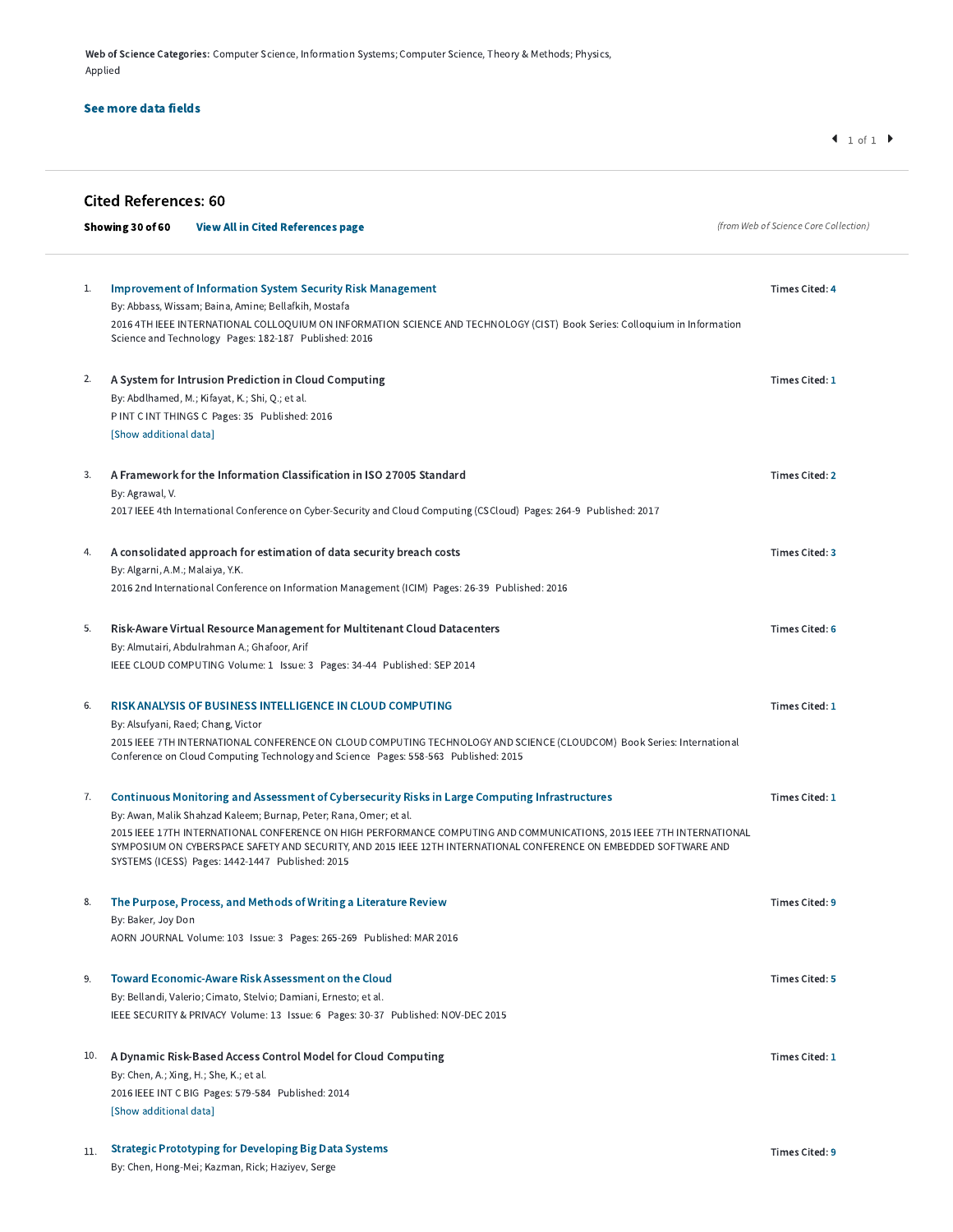**Web of Science Categories:** Computer Science, Information Systems; Computer Science, Theory & Methods; Physics, Applied

**See more data fields**

## Cited References: 60

**Showing 30 of 60** **View All in Cited References page**

*(from Web of Science Core Collection)*

1. **Improvement of Information System Security Risk Management**
   By: Abbass, Wissam; Baina, Amine; Bellafkih, Mostafa
   2016 4TH IEEE INTERNATIONAL COLLOQUIUM ON INFORMATION SCIENCE AND TECHNOLOGY (CIST) Book Series: Colloquium in Information Science and Technology Pages: 182-187 Published: 2016
   Times Cited: 4

2. **A System for Intrusion Prediction in Cloud Computing**
   By: Abdlhamed, M.; Kifayat, K.; Shi, Q.; et al.
   P INT C INT THINGS C Pages: 35 Published: 2016
   [Show additional data]
   Times Cited: 1

3. **A Framework for the Information Classification in ISO 27005 Standard**
   By: Agrawal, V.
   2017 IEEE 4th International Conference on Cyber-Security and Cloud Computing (CSCloud) Pages: 264-9 Published: 2017
   Times Cited: 2

4. **A consolidated approach for estimation of data security breach costs**
   By: Algarni, A.M.; Malaiya, Y.K.
   2016 2nd International Conference on Information Management (ICIM) Pages: 26-39 Published: 2016
   Times Cited: 3

5. **Risk-Aware Virtual Resource Management for Multitenant Cloud Datacenters**
   By: Almutairi, Abdulrahman A.; Ghafoor, Arif
   IEEE CLOUD COMPUTING Volume: 1 Issue: 3 Pages: 34-44 Published: SEP 2014
   Times Cited: 6

6. **RISK ANALYSIS OF BUSINESS INTELLIGENCE IN CLOUD COMPUTING**
   By: Alsufyani, Raed; Chang, Victor
   2015 IEEE 7TH INTERNATIONAL CONFERENCE ON CLOUD COMPUTING TECHNOLOGY AND SCIENCE (CLOUDCOM) Book Series: International Conference on Cloud Computing Technology and Science Pages: 558-563 Published: 2015
   Times Cited: 1

7. **Continuous Monitoring and Assessment of Cybersecurity Risks in Large Computing Infrastructures**
   By: Awan, Malik Shahzad Kaleem; Burnap, Peter; Rana, Omer; et al.
   2015 IEEE 17TH INTERNATIONAL CONFERENCE ON HIGH PERFORMANCE COMPUTING AND COMMUNICATIONS, 2015 IEEE 7TH INTERNATIONAL SYMPOSIUM ON CYBERSPACE SAFETY AND SECURITY, AND 2015 IEEE 12TH INTERNATIONAL CONFERENCE ON EMBEDDED SOFTWARE AND SYSTEMS (ICESS) Pages: 1442-1447 Published: 2015
   Times Cited: 1

8. **The Purpose, Process, and Methods of Writing a Literature Review**
   By: Baker, Joy Don
   AORN JOURNAL Volume: 103 Issue: 3 Pages: 265-269 Published: MAR 2016
   Times Cited: 9

9. **Toward Economic-Aware Risk Assessment on the Cloud**
   By: Bellandi, Valerio; Cimato, Stelvio; Damiani, Ernesto; et al.
   IEEE SECURITY & PRIVACY Volume: 13 Issue: 6 Pages: 30-37 Published: NOV-DEC 2015
   Times Cited: 5

10. **A Dynamic Risk-Based Access Control Model for Cloud Computing**
    By: Chen, A.; Xing, H.; She, K.; et al.
    2016 IEEE INT C BIG Pages: 579-584 Published: 2014
    [Show additional data]
    Times Cited: 1

11. **Strategic Prototyping for Developing Big Data Systems**
    By: Chen, Hong-Mei; Kazman, Rick; Haziyev, Serge
    Times Cited: 9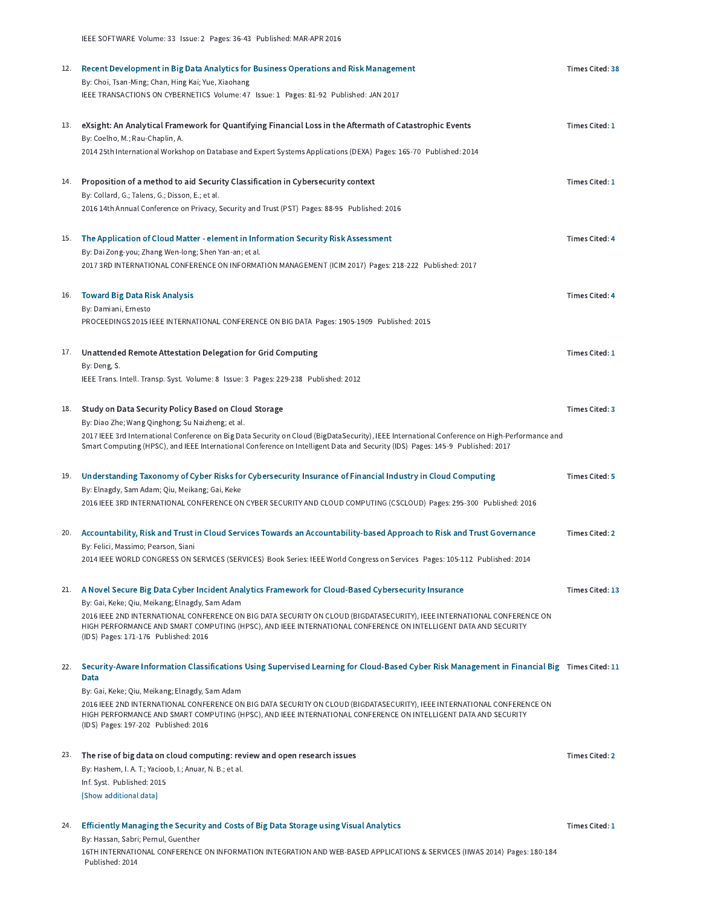IEEE SOFTWARE Volume: 33 Issue: 2 Pages: 36-43 Published: MAR-APR 2016

12. **Recent Development in Big Data Analytics for Business Operations and Risk Management** — Times Cited: 38
By: Choi, Tsan-Ming; Chan, Hing Kai; Yue, Xiaohang
IEEE TRANSACTIONS ON CYBERNETICS Volume: 47 Issue: 1 Pages: 81-92 Published: JAN 2017

13. **eXsight: An Analytical Framework for Quantifying Financial Loss in the Aftermath of Catastrophic Events** — Times Cited: 1
By: Coelho, M.; Rau-Chaplin, A.
2014 25th International Workshop on Database and Expert Systems Applications (DEXA) Pages: 165-70 Published: 2014

14. **Proposition of a method to aid Security Classification in Cybersecurity context** — Times Cited: 1
By: Collard, G.; Talens, G.; Disson, E.; et al.
2016 14th Annual Conference on Privacy, Security and Trust (PST) Pages: 88-95 Published: 2016

15. **The Application of Cloud Matter - element in Information Security Risk Assessment** — Times Cited: 4
By: Dai Zong-you; Zhang Wen-long; Shen Yan-an; et al.
2017 3RD INTERNATIONAL CONFERENCE ON INFORMATION MANAGEMENT (ICIM 2017) Pages: 218-222 Published: 2017

16. **Toward Big Data Risk Analysis** — Times Cited: 4
By: Damiani, Ernesto
PROCEEDINGS 2015 IEEE INTERNATIONAL CONFERENCE ON BIG DATA Pages: 1905-1909 Published: 2015

17. **Unattended Remote Attestation Delegation for Grid Computing** — Times Cited: 1
By: Deng, S.
IEEE Trans. Intell. Transp. Syst. Volume: 8 Issue: 3 Pages: 229-238 Published: 2012

18. **Study on Data Security Policy Based on Cloud Storage** — Times Cited: 3
By: Diao Zhe; Wang Qinghong; Su Naizheng; et al.
2017 IEEE 3rd International Conference on Big Data Security on Cloud (BigDataSecurity), IEEE International Conference on High-Performance and Smart Computing (HPSC), and IEEE International Conference on Intelligent Data and Security (IDS) Pages: 145-9 Published: 2017

19. **Understanding Taxonomy of Cyber Risks for Cybersecurity Insurance of Financial Industry in Cloud Computing** — Times Cited: 5
By: Elnagdy, Sam Adam; Qiu, Meikang; Gai, Keke
2016 IEEE 3RD INTERNATIONAL CONFERENCE ON CYBER SECURITY AND CLOUD COMPUTING (CSCLOUD) Pages: 295-300 Published: 2016

20. **Accountability, Risk and Trust in Cloud Services Towards an Accountability-based Approach to Risk and Trust Governance** — Times Cited: 2
By: Felici, Massimo; Pearson, Siani
2014 IEEE WORLD CONGRESS ON SERVICES (SERVICES) Book Series: IEEE World Congress on Services Pages: 105-112 Published: 2014

21. **A Novel Secure Big Data Cyber Incident Analytics Framework for Cloud-Based Cybersecurity Insurance** — Times Cited: 13
By: Gai, Keke; Qiu, Meikang; Elnagdy, Sam Adam
2016 IEEE 2ND INTERNATIONAL CONFERENCE ON BIG DATA SECURITY ON CLOUD (BIGDATASECURITY), IEEE INTERNATIONAL CONFERENCE ON HIGH PERFORMANCE AND SMART COMPUTING (HPSC), AND IEEE INTERNATIONAL CONFERENCE ON INTELLIGENT DATA AND SECURITY (IDS) Pages: 171-176 Published: 2016

22. **Security-Aware Information Classifications Using Supervised Learning for Cloud-Based Cyber Risk Management in Financial Big Data** — Times Cited: 11
By: Gai, Keke; Qiu, Meikang; Elnagdy, Sam Adam
2016 IEEE 2ND INTERNATIONAL CONFERENCE ON BIG DATA SECURITY ON CLOUD (BIGDATASECURITY), IEEE INTERNATIONAL CONFERENCE ON HIGH PERFORMANCE AND SMART COMPUTING (HPSC), AND IEEE INTERNATIONAL CONFERENCE ON INTELLIGENT DATA AND SECURITY (IDS) Pages: 197-202 Published: 2016

23. **The rise of big data on cloud computing: review and open research issues** — Times Cited: 2
By: Hashem, I. A. T.; Yacioob, I.; Anuar, N. B.; et al.
Inf. Syst. Published: 2015
[Show additional data]

24. **Efficiently Managing the Security and Costs of Big Data Storage using Visual Analytics** — Times Cited: 1
By: Hassan, Sabri; Pernul, Guenther
16TH INTERNATIONAL CONFERENCE ON INFORMATION INTEGRATION AND WEB-BASED APPLICATIONS & SERVICES (IIWAS 2014) Pages: 180-184 Published: 2014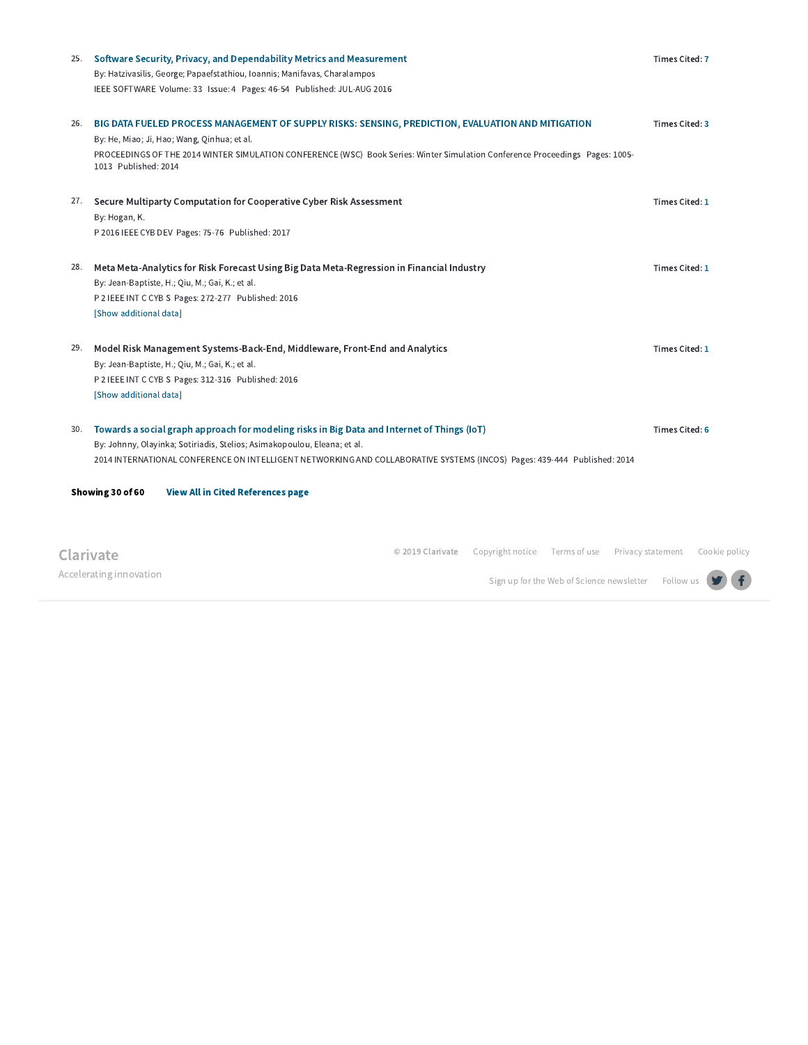25. **Software Security, Privacy, and Dependability Metrics and Measurement** Times Cited: 7
By: Hatzivasilis, George; Papaefstathiou, Ioannis; Manifavas, Charalampos
IEEE SOFTWARE Volume: 33 Issue: 4 Pages: 46-54 Published: JUL-AUG 2016

26. **BIG DATA FUELED PROCESS MANAGEMENT OF SUPPLY RISKS: SENSING, PREDICTION, EVALUATION AND MITIGATION** Times Cited: 3
By: He, Miao; Ji, Hao; Wang, Qinhua; et al.
PROCEEDINGS OF THE 2014 WINTER SIMULATION CONFERENCE (WSC) Book Series: Winter Simulation Conference Proceedings Pages: 1005-1013 Published: 2014

27. **Secure Multiparty Computation for Cooperative Cyber Risk Assessment** Times Cited: 1
By: Hogan, K.
P 2016 IEEE CYB DEV Pages: 75-76 Published: 2017

28. **Meta Meta-Analytics for Risk Forecast Using Big Data Meta-Regression in Financial Industry** Times Cited: 1
By: Jean-Baptiste, H.; Qiu, M.; Gai, K.; et al.
P 2 IEEE INT C CYB S Pages: 272-277 Published: 2016
[Show additional data]

29. **Model Risk Management Systems-Back-End, Middleware, Front-End and Analytics** Times Cited: 1
By: Jean-Baptiste, H.; Qiu, M.; Gai, K.; et al.
P 2 IEEE INT C CYB S Pages: 312-316 Published: 2016
[Show additional data]

30. **Towards a social graph approach for modeling risks in Big Data and Internet of Things (IoT)** Times Cited: 6
By: Johnny, Olayinka; Sotiriadis, Stelios; Asimakopoulou, Eleana; et al.
2014 INTERNATIONAL CONFERENCE ON INTELLIGENT NETWORKING AND COLLABORATIVE SYSTEMS (INCOS) Pages: 439-444 Published: 2014

**Showing 30 of 60** **View All in Cited References page**

Clarivate
Accelerating innovation

© 2019 Clarivate Copyright notice Terms of use Privacy statement Cookie policy

Sign up for the Web of Science newsletter Follow us